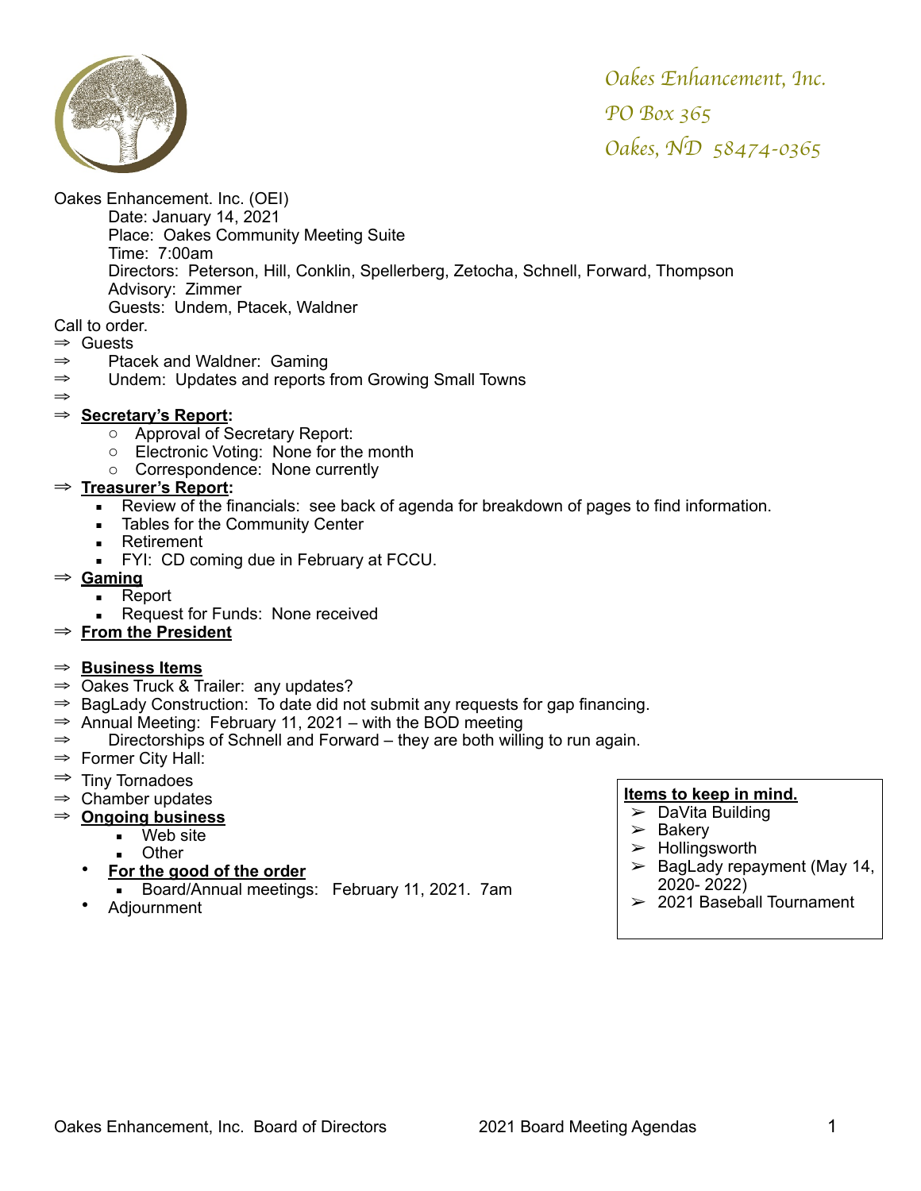*Oakes Enhancement, Inc.*
*PO Box 365*
*Oakes, ND 58474-0365*

Oakes Enhancement. Inc. (OEI)

Date: January 14, 2021
Place: Oakes Community Meeting Suite
Time: 7:00am
Directors: Peterson, Hill, Conklin, Spellerberg, Zetocha, Schnell, Forward, Thompson
Advisory: Zimmer
Guests: Undem, Ptacek, Waldner

Call to order.

⇒ Guests
⇒ Ptacek and Waldner: Gaming
⇒ Undem: Updates and reports from Growing Small Towns
⇒
⇒ **Secretary's Report:**
- Approval of Secretary Report:
- Electronic Voting: None for the month
- Correspondence: None currently

⇒ **Treasurer's Report:**
- Review of the financials: see back of agenda for breakdown of pages to find information.
- Tables for the Community Center
- Retirement
- FYI: CD coming due in February at FCCU.

⇒ **Gaming**
- Report
- Request for Funds: None received

⇒ **From the President**

⇒ **Business Items**
⇒ Oakes Truck & Trailer: any updates?
⇒ BagLady Construction: To date did not submit any requests for gap financing.
⇒ Annual Meeting: February 11, 2021 – with the BOD meeting
⇒ Directorships of Schnell and Forward – they are both willing to run again.
⇒ Former City Hall:
⇒ Tiny Tornadoes
⇒ Chamber updates
⇒ **Ongoing business**
- Web site
- Other

- **For the good of the order**
  - Board/Annual meetings: February 11, 2021. 7am
- Adjournment

**Items to keep in mind.**
- DaVita Building
- Bakery
- Hollingsworth
- BagLady repayment (May 14, 2020- 2022)
- 2021 Baseball Tournament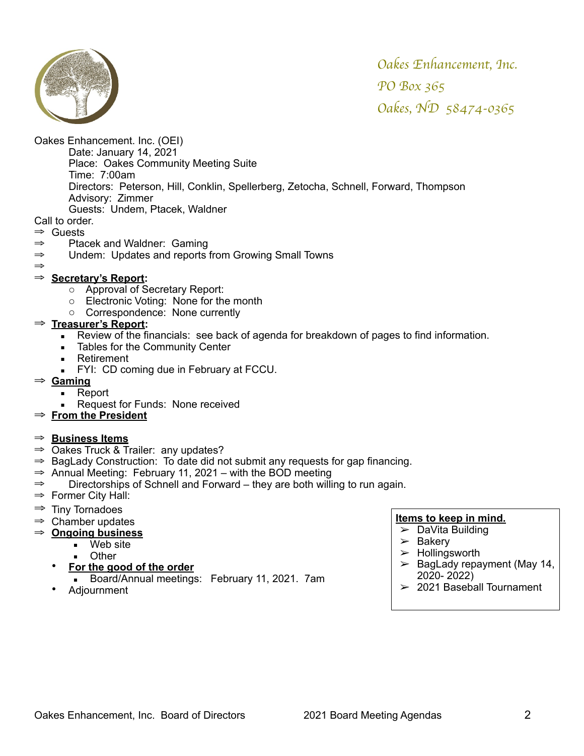*Oakes Enhancement, Inc.*
*PO Box 365*
*Oakes, ND 58474-0365*

Oakes Enhancement. Inc. (OEI)

Date: January 14, 2021
Place: Oakes Community Meeting Suite
Time: 7:00am
Directors: Peterson, Hill, Conklin, Spellerberg, Zetocha, Schnell, Forward, Thompson
Advisory: Zimmer
Guests: Undem, Ptacek, Waldner

Call to order.

⇒ Guests
⇒ Ptacek and Waldner: Gaming
⇒ Undem: Updates and reports from Growing Small Towns
⇒

⇒ **Secretary's Report:**
- Approval of Secretary Report:
- Electronic Voting: None for the month
- Correspondence: None currently

⇒ **Treasurer's Report:**
- Review of the financials: see back of agenda for breakdown of pages to find information.
- Tables for the Community Center
- Retirement
- FYI: CD coming due in February at FCCU.

⇒ **Gaming**
- Report
- Request for Funds: None received

⇒ **From the President**

⇒ **Business Items**

⇒ Oakes Truck & Trailer: any updates?
⇒ BagLady Construction: To date did not submit any requests for gap financing.
⇒ Annual Meeting: February 11, 2021 – with the BOD meeting
⇒ Directorships of Schnell and Forward – they are both willing to run again.
⇒ Former City Hall:
⇒ Tiny Tornadoes
⇒ Chamber updates
⇒ **Ongoing business**
- Web site
- Other

- **For the good of the order**
  - Board/Annual meetings: February 11, 2021. 7am
- Adjournment

**Items to keep in mind.**
- DaVita Building
- Bakery
- Hollingsworth
- BagLady repayment (May 14, 2020- 2022)
- 2021 Baseball Tournament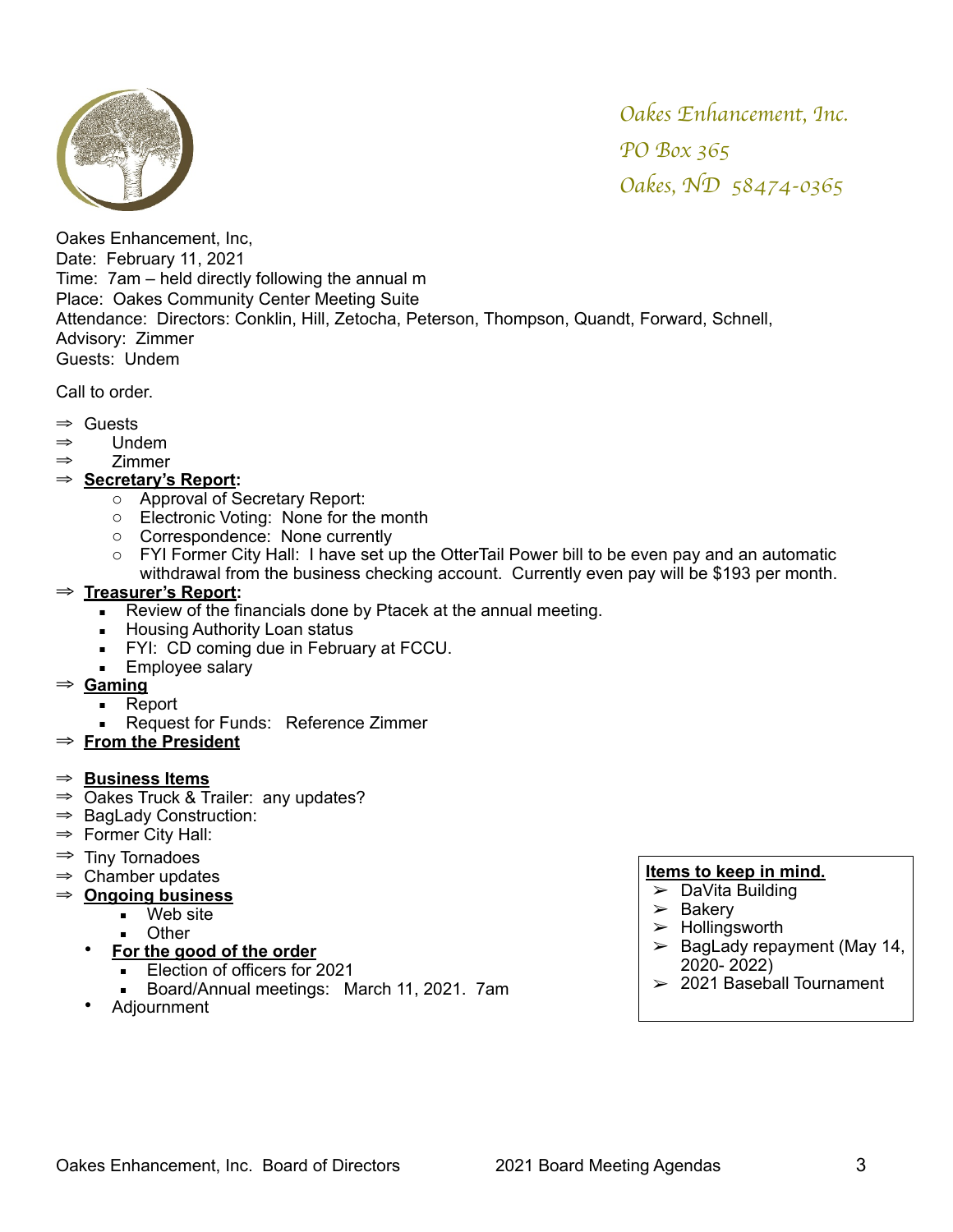*Oakes Enhancement, Inc.*

*PO Box 365*

*Oakes, ND 58474-0365*

Oakes Enhancement, Inc,
Date: February 11, 2021
Time: 7am – held directly following the annual m
Place: Oakes Community Center Meeting Suite
Attendance: Directors: Conklin, Hill, Zetocha, Peterson, Thompson, Quandt, Forward, Schnell,
Advisory: Zimmer
Guests: Undem

Call to order.

- ⇒ Guests
- ⇒ Undem
- ⇒ Zimmer
- ⇒ **Secretary's Report:**
  - ○ Approval of Secretary Report:
  - ○ Electronic Voting: None for the month
  - ○ Correspondence: None currently
  - ○ FYI Former City Hall: I have set up the OtterTail Power bill to be even pay and an automatic withdrawal from the business checking account. Currently even pay will be $193 per month.
- ⇒ **Treasurer's Report:**
  - ▪ Review of the financials done by Ptacek at the annual meeting.
  - ▪ Housing Authority Loan status
  - ▪ FYI: CD coming due in February at FCCU.
  - ▪ Employee salary
- ⇒ **Gaming**
  - ▪ Report
  - ▪ Request for Funds: Reference Zimmer
- ⇒ **From the President**
- ⇒ **Business Items**
- ⇒ Oakes Truck & Trailer: any updates?
- ⇒ BagLady Construction:
- ⇒ Former City Hall:
- ⇒ Tiny Tornadoes
- ⇒ Chamber updates
- ⇒ **Ongoing business**
  - ▪ Web site
  - ▪ Other
- • **For the good of the order**
  - ▪ Election of officers for 2021
  - ▪ Board/Annual meetings: March 11, 2021. 7am
- • Adjournment

**Items to keep in mind.**

- ➢ DaVita Building
- ➢ Bakery
- ➢ Hollingsworth
- ➢ BagLady repayment (May 14, 2020- 2022)
- ➢ 2021 Baseball Tournament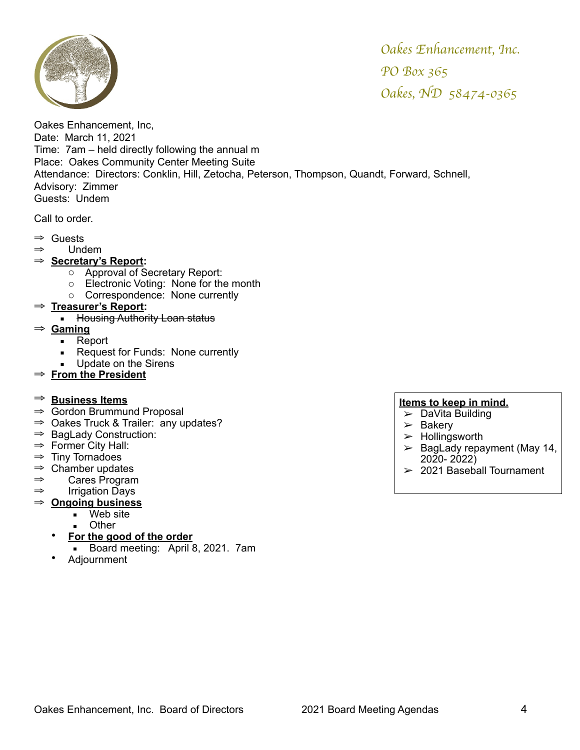*Oakes Enhancement, Inc.*

*PO Box 365*

*Oakes, ND 58474-0365*

Oakes Enhancement, Inc,
Date: March 11, 2021
Time: 7am – held directly following the annual m
Place: Oakes Community Center Meeting Suite
Attendance: Directors: Conklin, Hill, Zetocha, Peterson, Thompson, Quandt, Forward, Schnell,
Advisory: Zimmer
Guests: Undem

Call to order.

- ⇒ Guests
- ⇒ Undem
- ⇒ **Secretary's Report:**
  - Approval of Secretary Report:
  - Electronic Voting: None for the month
  - Correspondence: None currently
- ⇒ **Treasurer's Report:**
  - ~~Housing Authority Loan status~~
- ⇒ **Gaming**
  - Report
  - Request for Funds: None currently
  - Update on the Sirens
- ⇒ **From the President**
- ⇒ **Business Items**
- ⇒ Gordon Brummund Proposal
- ⇒ Oakes Truck & Trailer: any updates?
- ⇒ BagLady Construction:
- ⇒ Former City Hall:
- ⇒ Tiny Tornadoes
- ⇒ Chamber updates
- ⇒ Cares Program
- ⇒ Irrigation Days
- ⇒ **Ongoing business**
  - Web site
  - Other
- **For the good of the order**
  - Board meeting: April 8, 2021. 7am
- Adjournment

**Items to keep in mind.**

- ➢ DaVita Building
- ➢ Bakery
- ➢ Hollingsworth
- ➢ BagLady repayment (May 14, 2020- 2022)
- ➢ 2021 Baseball Tournament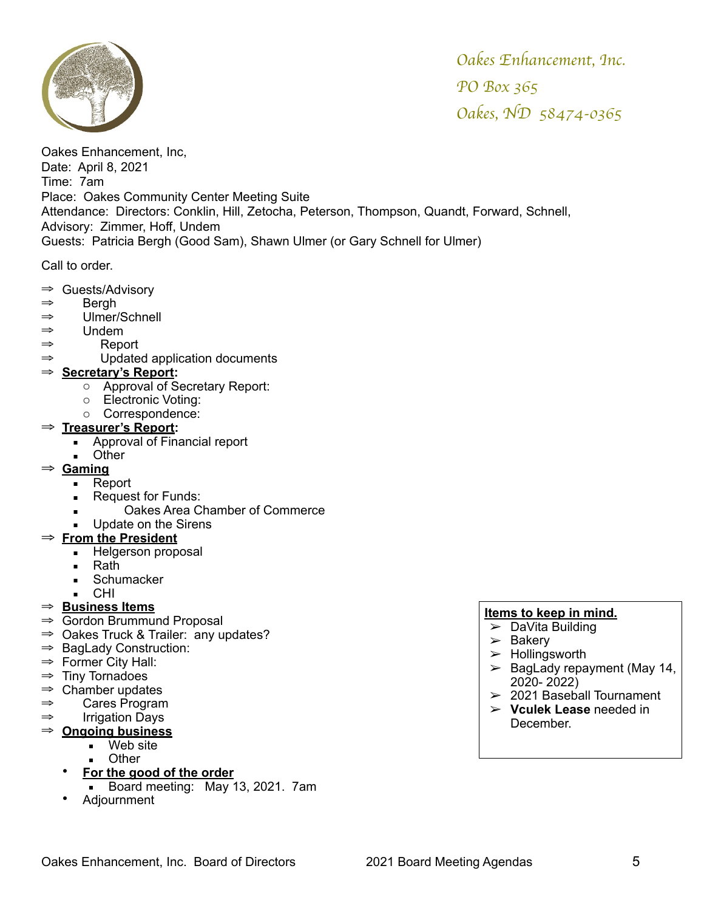*Oakes Enhancement, Inc.*
*PO Box 365*
*Oakes, ND 58474-0365*

Oakes Enhancement, Inc,
Date: April 8, 2021
Time: 7am
Place: Oakes Community Center Meeting Suite
Attendance: Directors: Conklin, Hill, Zetocha, Peterson, Thompson, Quandt, Forward, Schnell,
Advisory: Zimmer, Hoff, Undem
Guests: Patricia Bergh (Good Sam), Shawn Ulmer (or Gary Schnell for Ulmer)

Call to order.

- ⇒ Guests/Advisory
  - ⇒ Bergh
  - ⇒ Ulmer/Schnell
  - ⇒ Undem
    - ⇒ Report
    - ⇒ Updated application documents
- ⇒ **Secretary's Report:**
  - Approval of Secretary Report:
  - Electronic Voting:
  - Correspondence:
- ⇒ **Treasurer's Report:**
  - Approval of Financial report
  - Other
- ⇒ **Gaming**
  - Report
  - Request for Funds:
    - Oakes Area Chamber of Commerce
  - Update on the Sirens
- ⇒ **From the President**
  - Helgerson proposal
  - Rath
  - Schumacker
  - CHI
- ⇒ **Business Items**
- ⇒ Gordon Brummund Proposal
- ⇒ Oakes Truck & Trailer: any updates?
- ⇒ BagLady Construction:
- ⇒ Former City Hall:
- ⇒ Tiny Tornadoes
- ⇒ Chamber updates
  - ⇒ Cares Program
  - ⇒ Irrigation Days
- ⇒ **Ongoing business**
  - Web site
  - Other
- **For the good of the order**
  - Board meeting: May 13, 2021. 7am
- Adjournment

**Items to keep in mind.**

- ➢ DaVita Building
- ➢ Bakery
- ➢ Hollingsworth
- ➢ BagLady repayment (May 14, 2020- 2022)
- ➢ 2021 Baseball Tournament
- ➢ **Vculek Lease** needed in December.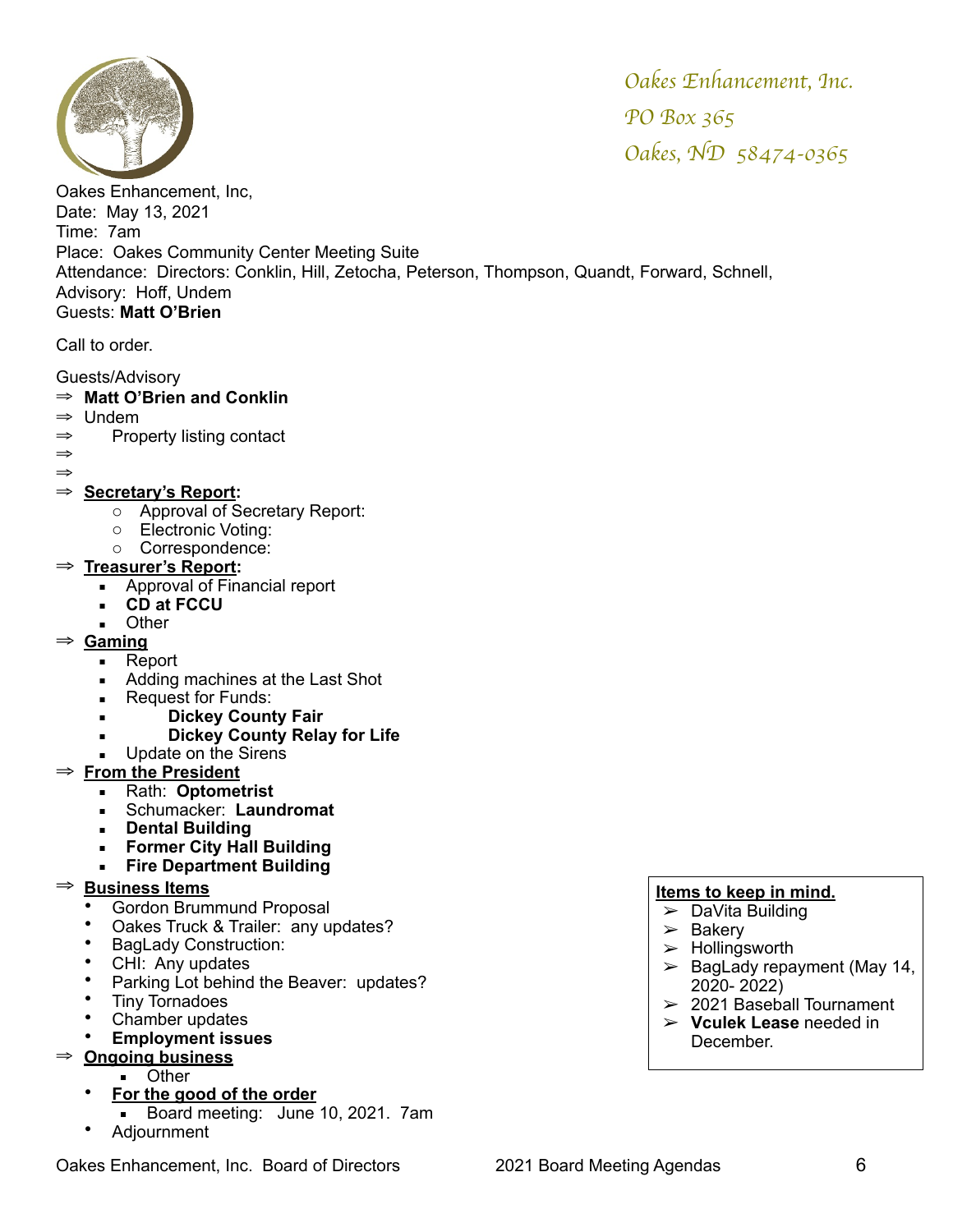*Oakes Enhancement, Inc.*

*PO Box 365*

*Oakes, ND 58474-0365*

Oakes Enhancement, Inc,
Date: May 13, 2021
Time: 7am
Place: Oakes Community Center Meeting Suite
Attendance: Directors: Conklin, Hill, Zetocha, Peterson, Thompson, Quandt, Forward, Schnell,
Advisory: Hoff, Undem
Guests: **Matt O'Brien**

Call to order.

Guests/Advisory

⇒ **Matt O'Brien and Conklin**
⇒ Undem
⇒ Property listing contact
⇒
⇒
⇒ **<u>Secretary's Report</u>:**
  - Approval of Secretary Report:
  - Electronic Voting:
  - Correspondence:

⇒ **<u>Treasurer's Report</u>:**
  - Approval of Financial report
  - **CD at FCCU**
  - Other

⇒ **<u>Gaming</u>**
  - Report
  - Adding machines at the Last Shot
  - Request for Funds:
  - **Dickey County Fair**
  - **Dickey County Relay for Life**
  - Update on the Sirens

⇒ **<u>From the President</u>**
  - Rath: **Optometrist**
  - Schumacker: **Laundromat**
  - **Dental Building**
  - **Former City Hall Building**
  - **Fire Department Building**

⇒ **<u>Business Items</u>**
- Gordon Brummund Proposal
- Oakes Truck & Trailer: any updates?
- BagLady Construction:
- CHI: Any updates
- Parking Lot behind the Beaver: updates?
- Tiny Tornadoes
- Chamber updates
- **Employment issues**

⇒ **<u>Ongoing business</u>**
  - Other
- **<u>For the good of the order</u>**
  - Board meeting: June 10, 2021. 7am
- Adjournment

**<u>Items to keep in mind.</u>**
- ➢ DaVita Building
- ➢ Bakery
- ➢ Hollingsworth
- ➢ BagLady repayment (May 14, 2020- 2022)
- ➢ 2021 Baseball Tournament
- ➢ **Vculek Lease** needed in December.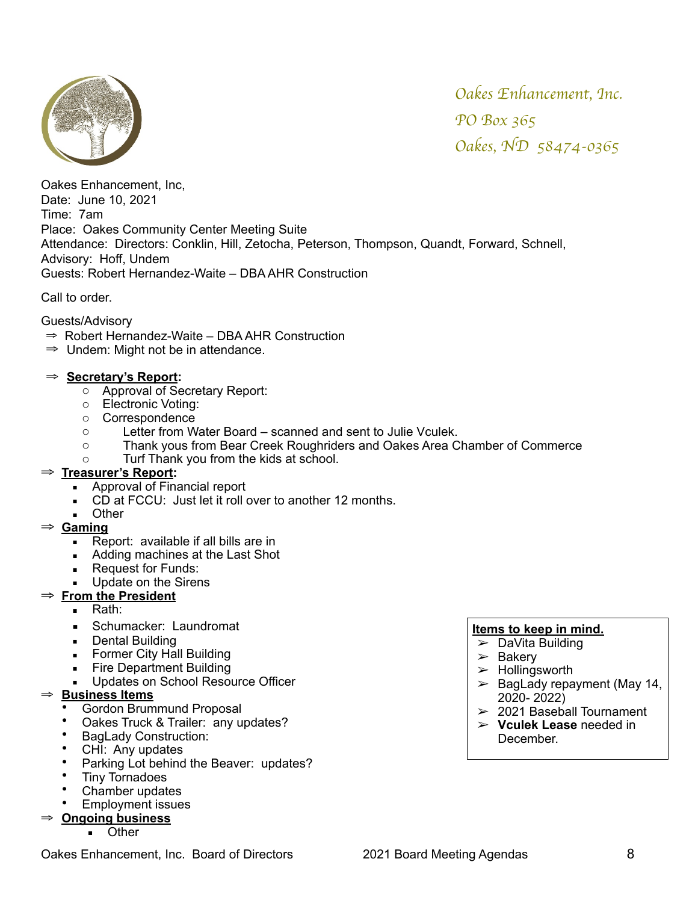*Oakes Enhancement, Inc.*
*PO Box 365*
*Oakes, ND 58474-0365*

Oakes Enhancement, Inc,
Date: June 10, 2021
Time: 7am
Place: Oakes Community Center Meeting Suite
Attendance: Directors: Conklin, Hill, Zetocha, Peterson, Thompson, Quandt, Forward, Schnell,
Advisory: Hoff, Undem
Guests: Robert Hernandez-Waite – DBA AHR Construction

Call to order.

Guests/Advisory

⇒ Robert Hernandez-Waite – DBA AHR Construction
⇒ Undem: Might not be in attendance.

⇒ **Secretary's Report:**
- Approval of Secretary Report:
- Electronic Voting:
- Correspondence
- Letter from Water Board – scanned and sent to Julie Vculek.
- Thank yous from Bear Creek Roughriders and Oakes Area Chamber of Commerce
- Turf Thank you from the kids at school.

⇒ **Treasurer's Report:**
- Approval of Financial report
- CD at FCCU: Just let it roll over to another 12 months.
- Other

⇒ **Gaming**
- Report: available if all bills are in
- Adding machines at the Last Shot
- Request for Funds:
- Update on the Sirens

⇒ **From the President**
- Rath:
- Schumacker: Laundromat
- Dental Building
- Former City Hall Building
- Fire Department Building
- Updates on School Resource Officer

⇒ **Business Items**
- Gordon Brummund Proposal
- Oakes Truck & Trailer: any updates?
- BagLady Construction:
- CHI: Any updates
- Parking Lot behind the Beaver: updates?
- Tiny Tornadoes
- Chamber updates
- Employment issues

⇒ **Ongoing business**
- Other

**Items to keep in mind.**
- DaVita Building
- Bakery
- Hollingsworth
- BagLady repayment (May 14, 2020- 2022)
- 2021 Baseball Tournament
- **Vculek Lease** needed in December.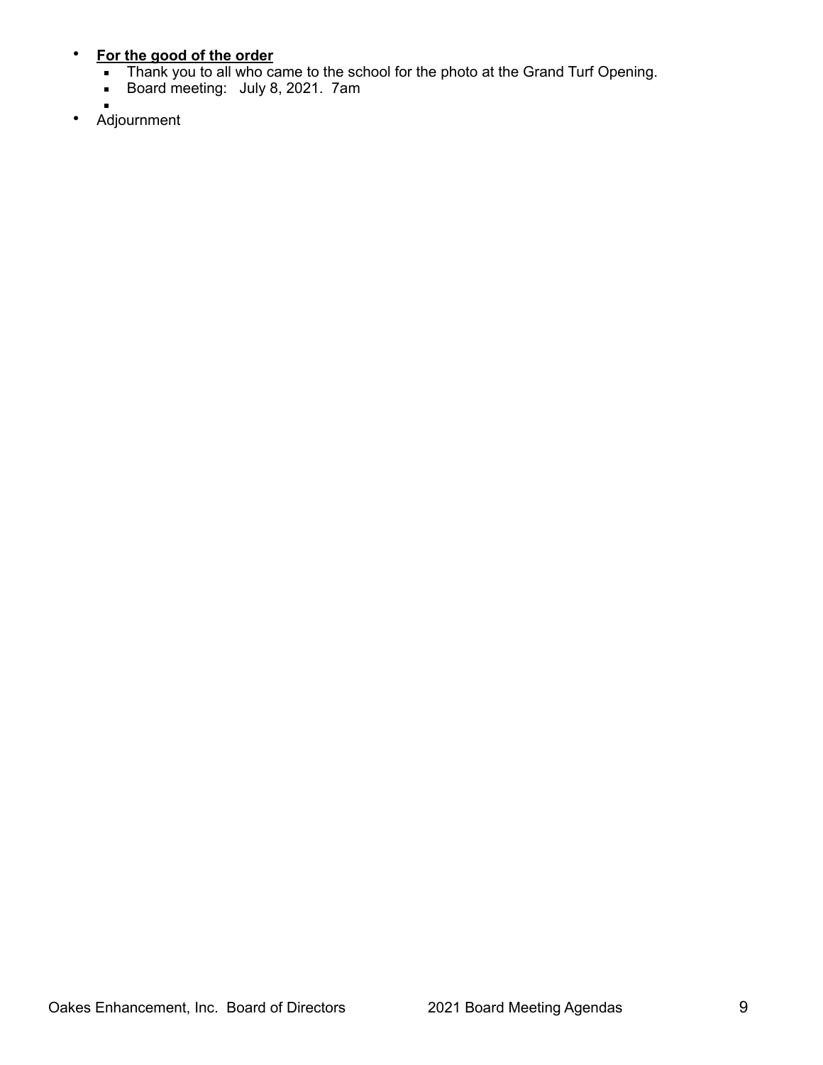- **<u>For the good of the order</u>**
  - Thank you to all who came to the school for the photo at the Grand Turf Opening.
  - Board meeting: July 8, 2021. 7am
  -
- Adjournment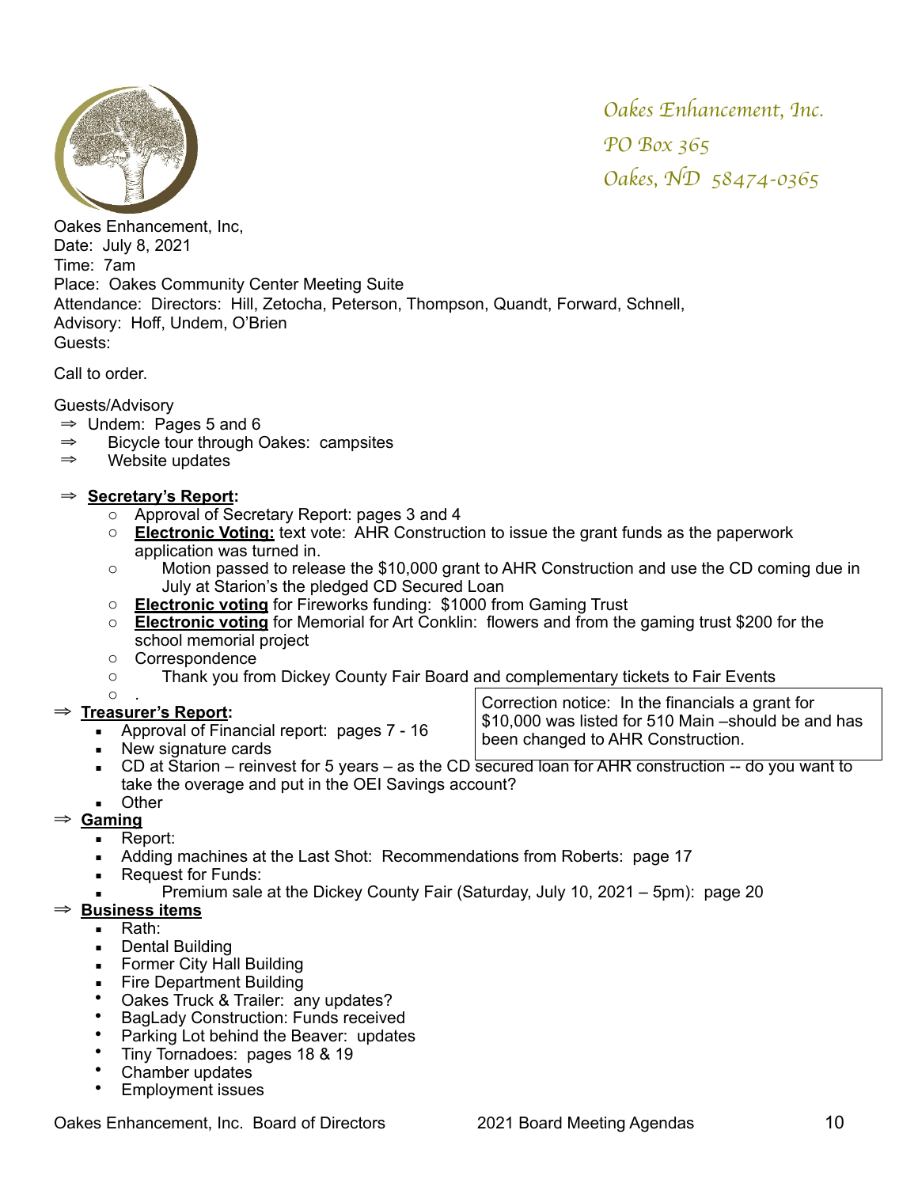*Oakes Enhancement, Inc.*
*PO Box 365*
*Oakes, ND 58474-0365*

Oakes Enhancement, Inc,
Date: July 8, 2021
Time: 7am
Place: Oakes Community Center Meeting Suite
Attendance: Directors: Hill, Zetocha, Peterson, Thompson, Quandt, Forward, Schnell,
Advisory: Hoff, Undem, O'Brien
Guests:

Call to order.

Guests/Advisory

- ⇒ Undem: Pages 5 and 6
- ⇒ Bicycle tour through Oakes: campsites
- ⇒ Website updates

- ⇒ **Secretary's Report:**
  - Approval of Secretary Report: pages 3 and 4
  - **Electronic Voting:** text vote: AHR Construction to issue the grant funds as the paperwork application was turned in.
  - Motion passed to release the $10,000 grant to AHR Construction and use the CD coming due in July at Starion's the pledged CD Secured Loan
  - **Electronic voting** for Fireworks funding: $1000 from Gaming Trust
  - **Electronic voting** for Memorial for Art Conklin: flowers and from the gaming trust $200 for the school memorial project
  - Correspondence
  - Thank you from Dickey County Fair Board and complementary tickets to Fair Events
  - .
- ⇒ **Treasurer's Report:**
  - Approval of Financial report: pages 7 - 16
  - New signature cards
  - CD at Starion – reinvest for 5 years – as the CD secured loan for AHR construction -- do you want to take the overage and put in the OEI Savings account?
  - Other

> Correction notice: In the financials a grant for $10,000 was listed for 510 Main –should be and has been changed to AHR Construction.

- ⇒ **Gaming**
  - Report:
  - Adding machines at the Last Shot: Recommendations from Roberts: page 17
  - Request for Funds:
  - Premium sale at the Dickey County Fair (Saturday, July 10, 2021 – 5pm): page 20
- ⇒ **Business items**
  - Rath:
  - Dental Building
  - Former City Hall Building
  - Fire Department Building
  - Oakes Truck & Trailer: any updates?
  - BagLady Construction: Funds received
  - Parking Lot behind the Beaver: updates
  - Tiny Tornadoes: pages 18 & 19
  - Chamber updates
  - Employment issues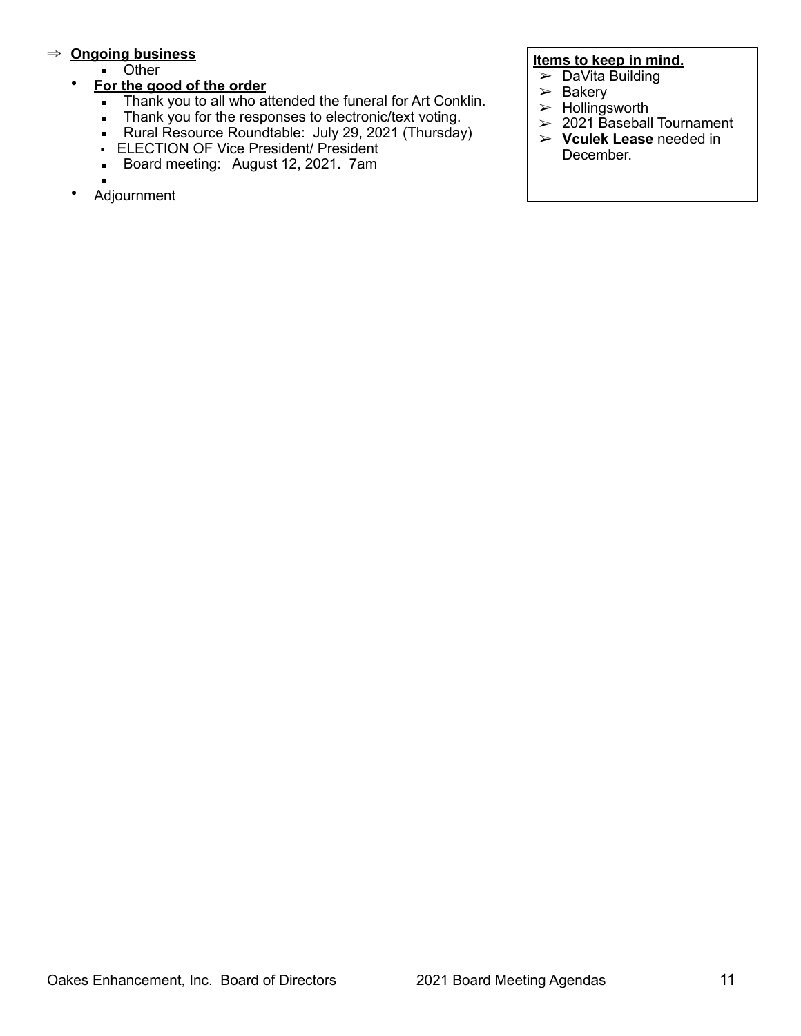- ⇒ **<u>Ongoing business</u>**
  - Other
- **<u>For the good of the order</u>**
  - Thank you to all who attended the funeral for Art Conklin.
  - Thank you for the responses to electronic/text voting.
  - Rural Resource Roundtable: July 29, 2021 (Thursday)
  - ELECTION OF Vice President/ President
  - Board meeting: August 12, 2021. 7am
- Adjournment

**<u>Items to keep in mind.</u>**

- ➢ DaVita Building
- ➢ Bakery
- ➢ Hollingsworth
- ➢ 2021 Baseball Tournament
- ➢ **Vculek Lease** needed in December.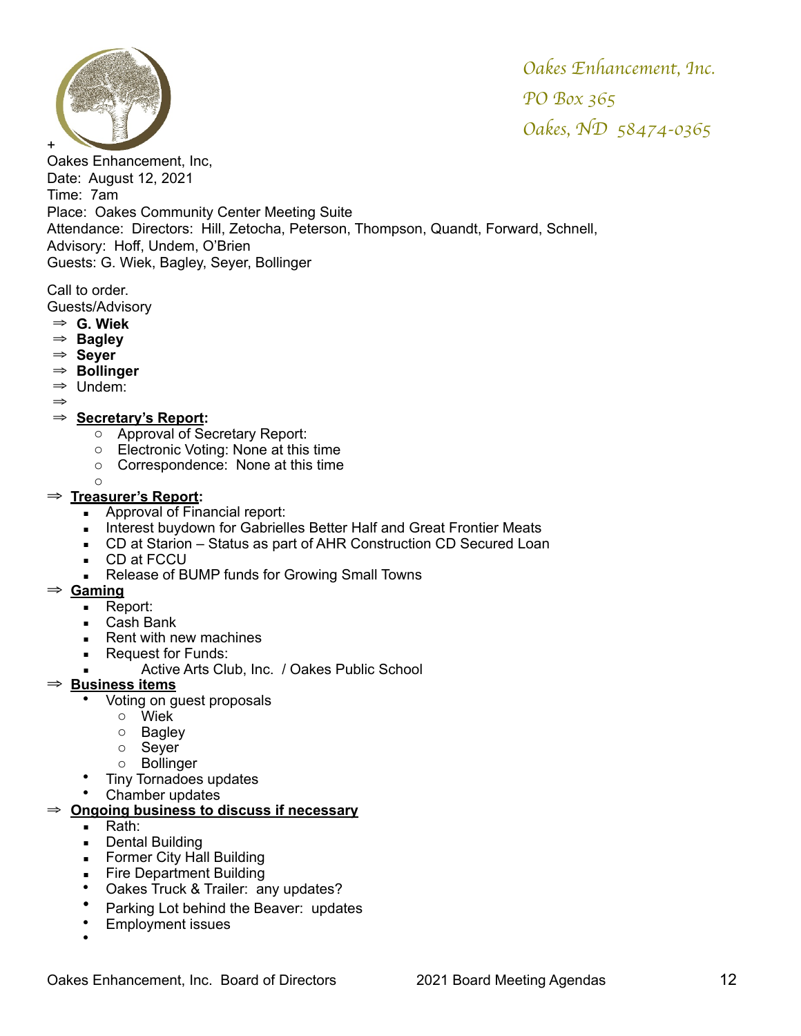*Oakes Enhancement, Inc.*

*PO Box 365*

*Oakes, ND 58474-0365*

+

Oakes Enhancement, Inc,
Date: August 12, 2021
Time: 7am
Place: Oakes Community Center Meeting Suite
Attendance: Directors: Hill, Zetocha, Peterson, Thompson, Quandt, Forward, Schnell,
Advisory: Hoff, Undem, O'Brien
Guests: G. Wiek, Bagley, Seyer, Bollinger

Call to order.
Guests/Advisory

- ⇒ **G. Wiek**
- ⇒ **Bagley**
- ⇒ **Seyer**
- ⇒ **Bollinger**
- ⇒ Undem:
- ⇒
- ⇒ **<u>Secretary's Report</u>:**
  - Approval of Secretary Report:
  - Electronic Voting: None at this time
  - Correspondence: None at this time
  - 

⇒ **<u>Treasurer's Report</u>:**

- Approval of Financial report:
- Interest buydown for Gabrielles Better Half and Great Frontier Meats
- CD at Starion – Status as part of AHR Construction CD Secured Loan
- CD at FCCU
- Release of BUMP funds for Growing Small Towns

⇒ **<u>Gaming</u>**

- Report:
- Cash Bank
- Rent with new machines
- Request for Funds:
- Active Arts Club, Inc. / Oakes Public School

⇒ **<u>Business items</u>**

- Voting on guest proposals
  - Wiek
  - Bagley
  - Seyer
  - Bollinger
- Tiny Tornadoes updates
- Chamber updates

⇒ **<u>Ongoing business to discuss if necessary</u>**

- Rath:
- Dental Building
- Former City Hall Building
- Fire Department Building
- Oakes Truck & Trailer: any updates?
- Parking Lot behind the Beaver: updates
- Employment issues
-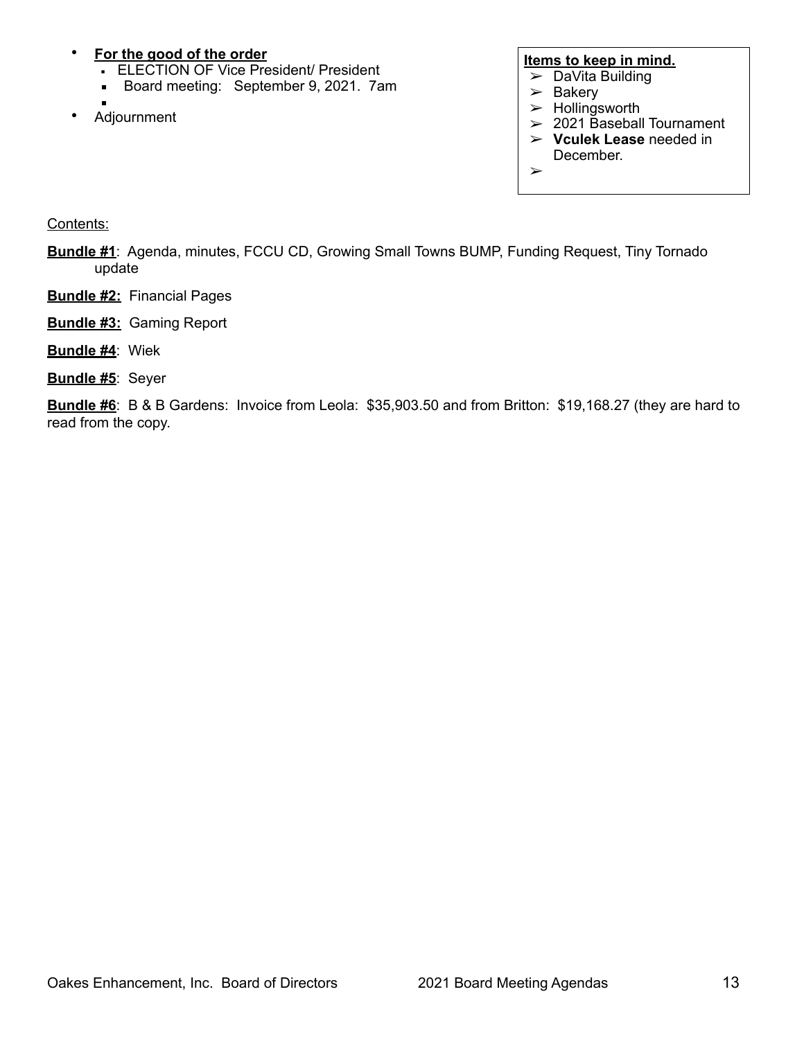- **For the good of the order**
  - ELECTION OF Vice President/ President
  - Board meeting: September 9, 2021. 7am
  -
- Adjournment

**Items to keep in mind.**

- DaVita Building
- Bakery
- Hollingsworth
- 2021 Baseball Tournament
- **Vculek Lease** needed in December.
-

Contents:

**Bundle #1**: Agenda, minutes, FCCU CD, Growing Small Towns BUMP, Funding Request, Tiny Tornado update

**Bundle #2:** Financial Pages

**Bundle #3:** Gaming Report

**Bundle #4**: Wiek

**Bundle #5**: Seyer

**Bundle #6**: B & B Gardens: Invoice from Leola: $35,903.50 and from Britton: $19,168.27 (they are hard to read from the copy.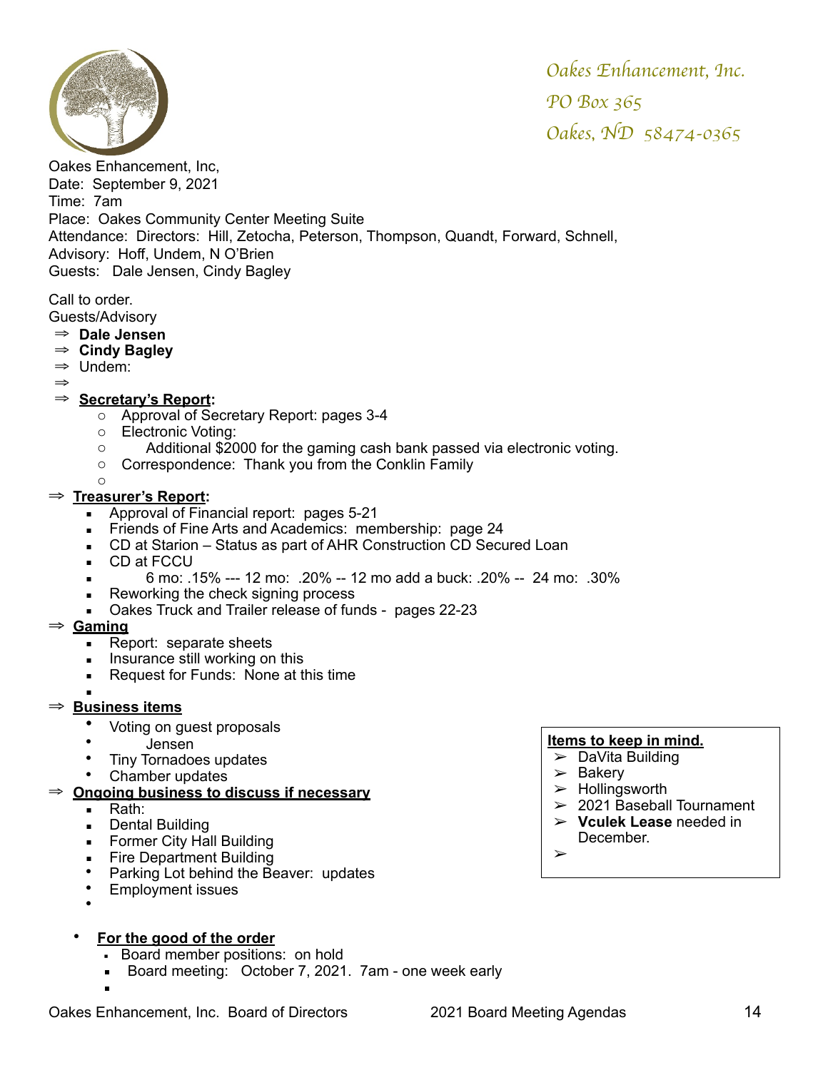Oakes Enhancement, Inc.
PO Box 365
Oakes, ND 58474-0365

Oakes Enhancement, Inc,
Date: September 9, 2021
Time: 7am
Place: Oakes Community Center Meeting Suite
Attendance: Directors: Hill, Zetocha, Peterson, Thompson, Quandt, Forward, Schnell,
Advisory: Hoff, Undem, N O'Brien
Guests: Dale Jensen, Cindy Bagley

Call to order.
Guests/Advisory

- ⇒ **Dale Jensen**
- ⇒ **Cindy Bagley**
- ⇒ Undem:
- ⇒
- ⇒ **Secretary's Report:**
  - Approval of Secretary Report: pages 3-4
  - Electronic Voting:
  - Additional $2000 for the gaming cash bank passed via electronic voting.
  - Correspondence: Thank you from the Conklin Family
  -

⇒ **Treasurer's Report:**

- Approval of Financial report: pages 5-21
- Friends of Fine Arts and Academics: membership: page 24
- CD at Starion – Status as part of AHR Construction CD Secured Loan
- CD at FCCU
- 6 mo: .15% --- 12 mo: .20% -- 12 mo add a buck: .20% -- 24 mo: .30%
- Reworking the check signing process
- Oakes Truck and Trailer release of funds - pages 22-23

⇒ **Gaming**

- Report: separate sheets
- Insurance still working on this
- Request for Funds: None at this time
-

⇒ **Business items**

- Voting on guest proposals
- Jensen
- Tiny Tornadoes updates
- Chamber updates

⇒ **Ongoing business to discuss if necessary**

- Rath:
- Dental Building
- Former City Hall Building
- Fire Department Building
- Parking Lot behind the Beaver: updates
- Employment issues
-

**Items to keep in mind.**

- ➢ DaVita Building
- ➢ Bakery
- ➢ Hollingsworth
- ➢ 2021 Baseball Tournament
- ➢ **Vculek Lease** needed in December.
- ➢

- **For the good of the order**
  - Board member positions: on hold
  - Board meeting: October 7, 2021. 7am - one week early
  -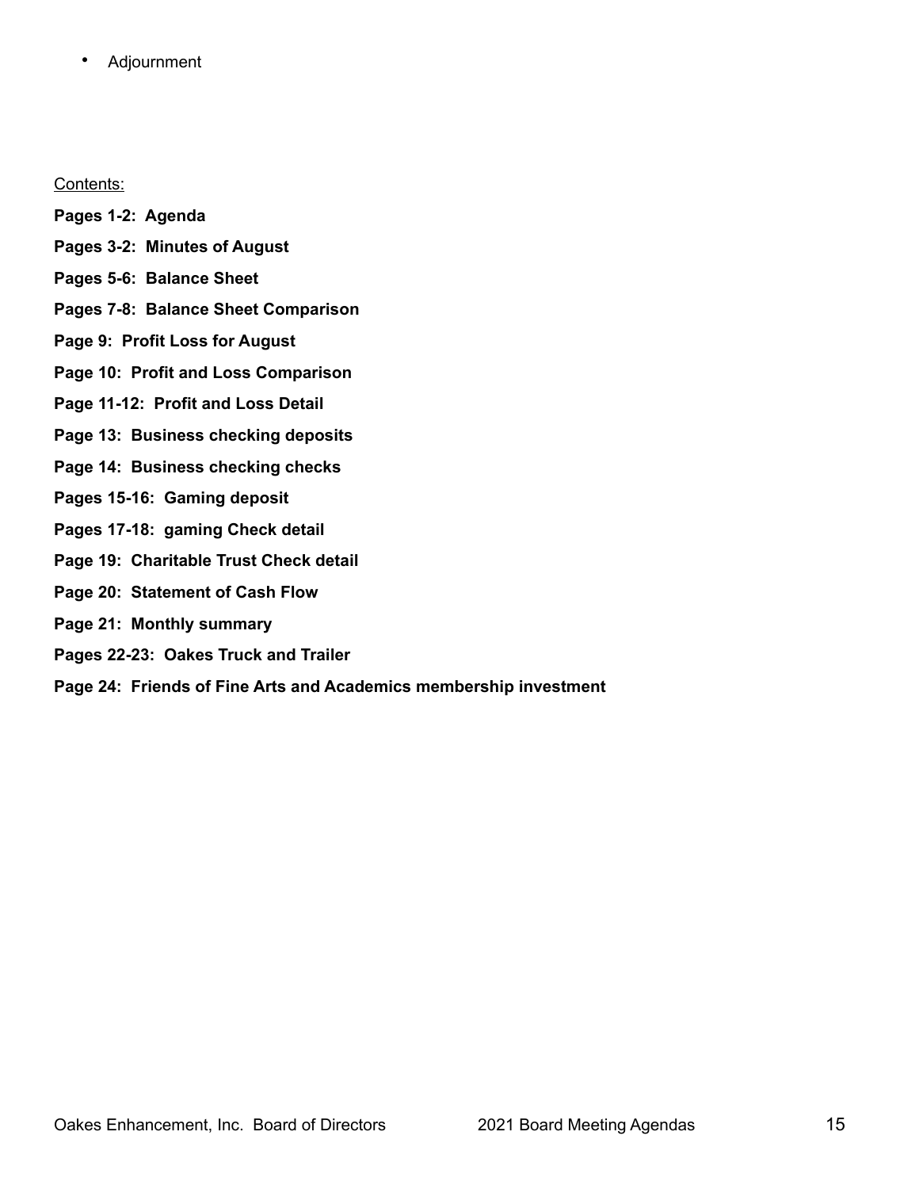- Adjournment

Contents:

**Pages 1-2: Agenda**

**Pages 3-2: Minutes of August**

**Pages 5-6: Balance Sheet**

**Pages 7-8: Balance Sheet Comparison**

**Page 9: Profit Loss for August**

**Page 10: Profit and Loss Comparison**

**Page 11-12: Profit and Loss Detail**

**Page 13: Business checking deposits**

**Page 14: Business checking checks**

**Pages 15-16: Gaming deposit**

**Pages 17-18: gaming Check detail**

**Page 19: Charitable Trust Check detail**

**Page 20: Statement of Cash Flow**

**Page 21: Monthly summary**

**Pages 22-23: Oakes Truck and Trailer**

**Page 24: Friends of Fine Arts and Academics membership investment**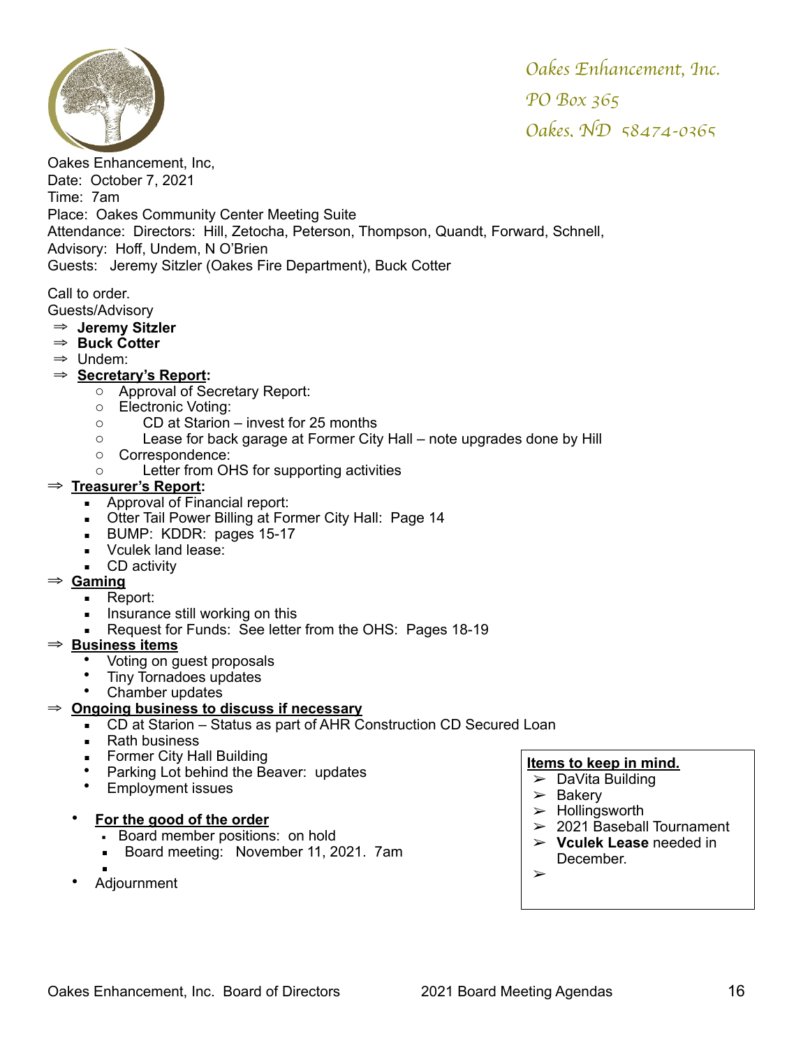Oakes Enhancement, Inc.
PO Box 365
Oakes, ND 58474-0365

Oakes Enhancement, Inc,
Date: October 7, 2021
Time: 7am
Place: Oakes Community Center Meeting Suite
Attendance: Directors: Hill, Zetocha, Peterson, Thompson, Quandt, Forward, Schnell,
Advisory: Hoff, Undem, N O'Brien
Guests: Jeremy Sitzler (Oakes Fire Department), Buck Cotter

Call to order.
Guests/Advisory

- ⇒ **Jeremy Sitzler**
- ⇒ **Buck Cotter**
- ⇒ Undem:
- ⇒ **Secretary's Report:**
  - Approval of Secretary Report:
  - Electronic Voting:
    - CD at Starion – invest for 25 months
    - Lease for back garage at Former City Hall – note upgrades done by Hill
  - Correspondence:
    - Letter from OHS for supporting activities
- ⇒ **Treasurer's Report:**
  - Approval of Financial report:
  - Otter Tail Power Billing at Former City Hall: Page 14
  - BUMP: KDDR: pages 15-17
  - Vculek land lease:
  - CD activity
- ⇒ **Gaming**
  - Report:
  - Insurance still working on this
  - Request for Funds: See letter from the OHS: Pages 18-19
- ⇒ **Business items**
  - Voting on guest proposals
  - Tiny Tornadoes updates
  - Chamber updates
- ⇒ **Ongoing business to discuss if necessary**
  - CD at Starion – Status as part of AHR Construction CD Secured Loan
  - Rath business
  - Former City Hall Building
  - Parking Lot behind the Beaver: updates
  - Employment issues
- **For the good of the order**
  - Board member positions: on hold
  - Board meeting: November 11, 2021. 7am
- Adjournment

**Items to keep in mind.**

- DaVita Building
- Bakery
- Hollingsworth
- 2021 Baseball Tournament
- **Vculek Lease** needed in December.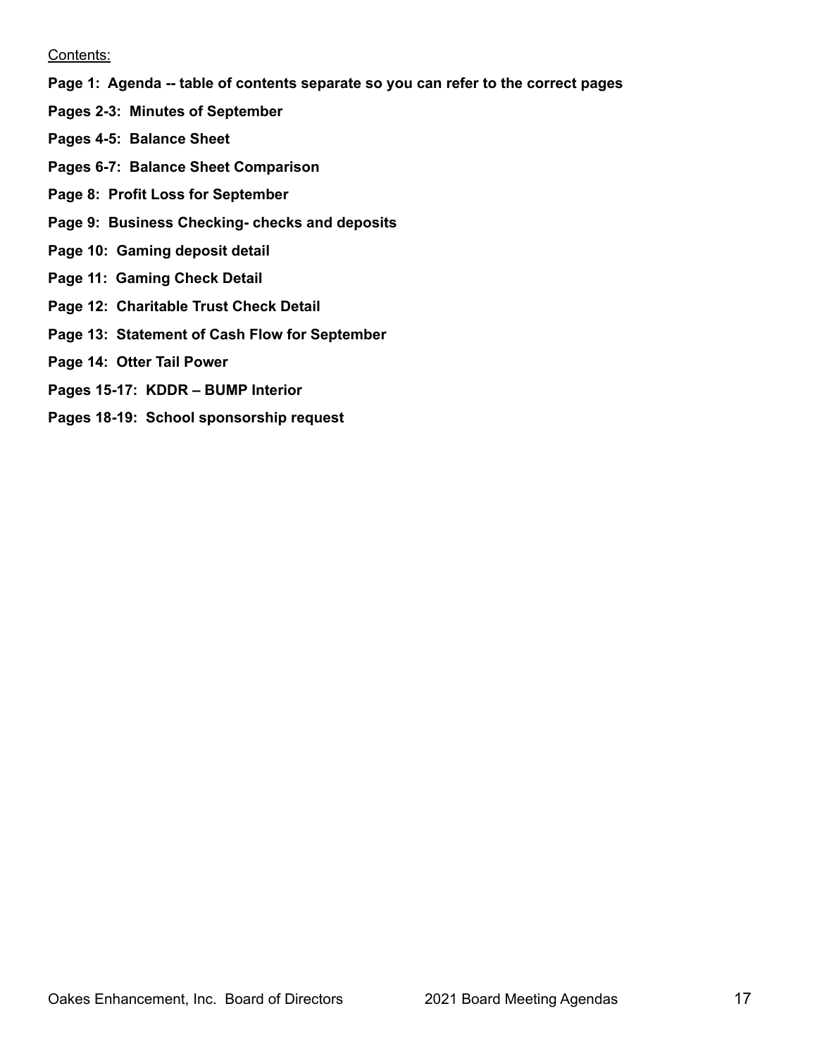Contents:

**Page 1: Agenda -- table of contents separate so you can refer to the correct pages**

**Pages 2-3: Minutes of September**

**Pages 4-5: Balance Sheet**

**Pages 6-7: Balance Sheet Comparison**

**Page 8: Profit Loss for September**

**Page 9: Business Checking- checks and deposits**

**Page 10: Gaming deposit detail**

**Page 11: Gaming Check Detail**

**Page 12: Charitable Trust Check Detail**

**Page 13: Statement of Cash Flow for September**

**Page 14: Otter Tail Power**

**Pages 15-17: KDDR – BUMP Interior**

**Pages 18-19: School sponsorship request**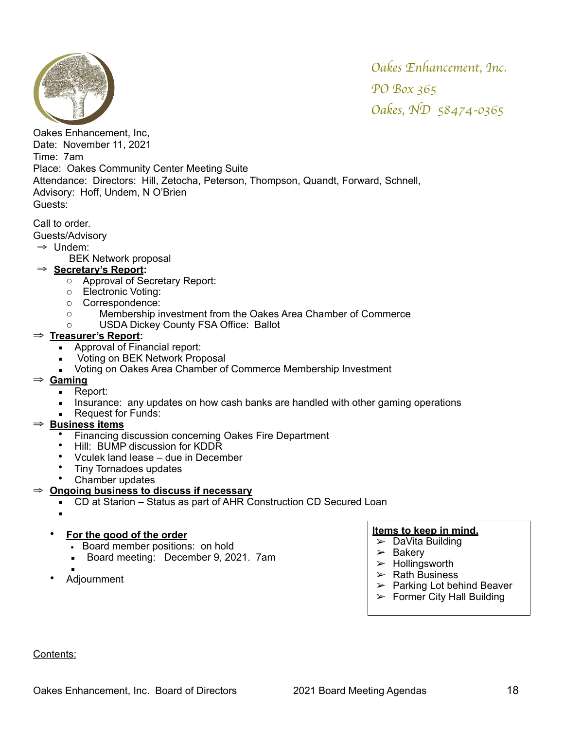*Oakes Enhancement, Inc.*
*PO Box 365*
*Oakes, ND 58474-0365*

Oakes Enhancement, Inc,
Date: November 11, 2021
Time: 7am
Place: Oakes Community Center Meeting Suite
Attendance: Directors: Hill, Zetocha, Peterson, Thompson, Quandt, Forward, Schnell,
Advisory: Hoff, Undem, N O'Brien
Guests:

Call to order.
Guests/Advisory

- ⇒ Undem:
  - BEK Network proposal
- ⇒ **Secretary's Report:**
  - Approval of Secretary Report:
  - Electronic Voting:
  - Correspondence:
  - Membership investment from the Oakes Area Chamber of Commerce
  - USDA Dickey County FSA Office: Ballot
- ⇒ **Treasurer's Report:**
  - Approval of Financial report:
  - Voting on BEK Network Proposal
  - Voting on Oakes Area Chamber of Commerce Membership Investment
- ⇒ **Gaming**
  - Report:
  - Insurance: any updates on how cash banks are handled with other gaming operations
  - Request for Funds:
- ⇒ **Business items**
  - Financing discussion concerning Oakes Fire Department
  - Hill: BUMP discussion for KDDR
  - Vculek land lease – due in December
  - Tiny Tornadoes updates
  - Chamber updates
- ⇒ **Ongoing business to discuss if necessary**
  - CD at Starion – Status as part of AHR Construction CD Secured Loan
  -

- **For the good of the order**
  - Board member positions: on hold
  - Board meeting: December 9, 2021. 7am
  -
- Adjournment

**Items to keep in mind.**

- ➢ DaVita Building
- ➢ Bakery
- ➢ Hollingsworth
- ➢ Rath Business
- ➢ Parking Lot behind Beaver
- ➢ Former City Hall Building

Contents: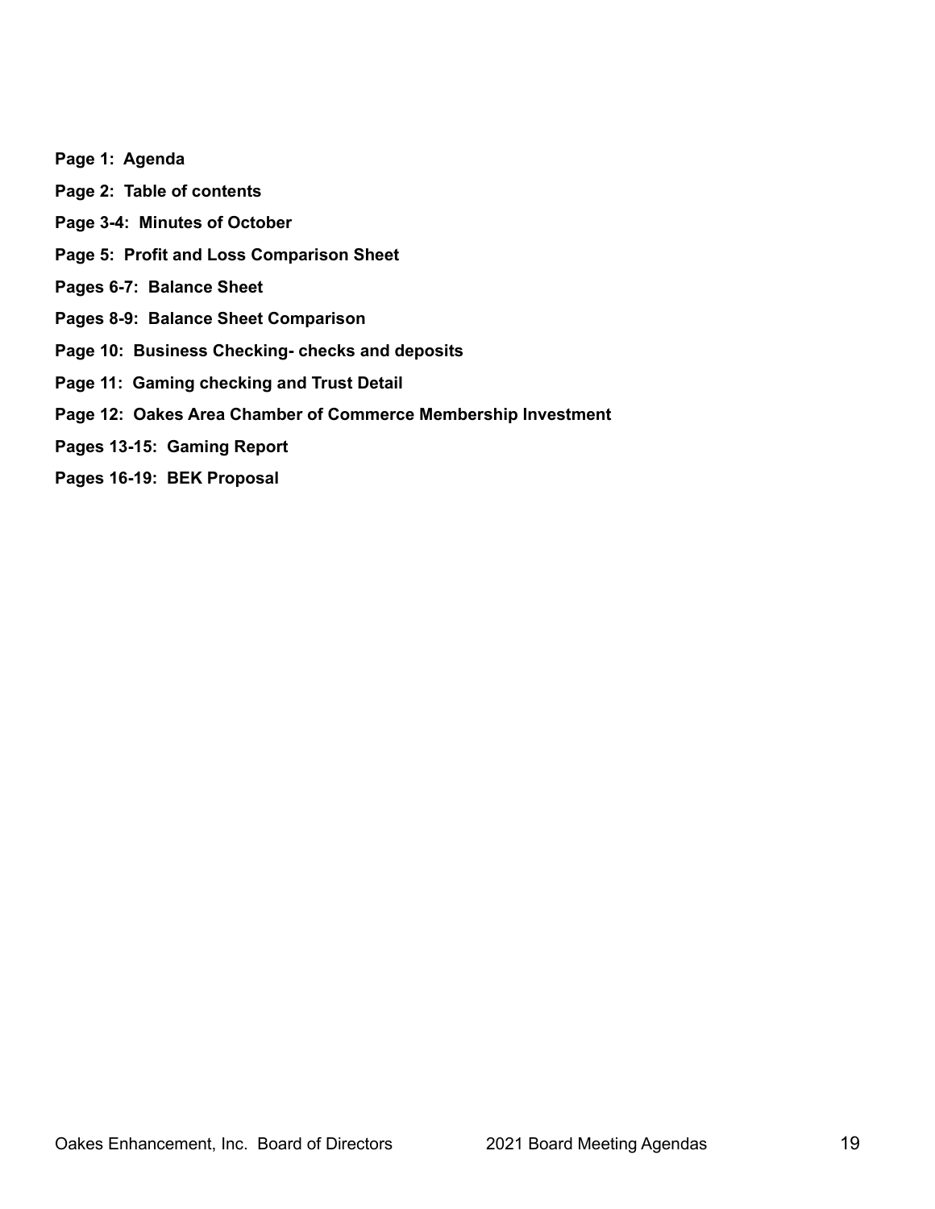**Page 1: Agenda**

**Page 2: Table of contents**

**Page 3-4: Minutes of October**

**Page 5: Profit and Loss Comparison Sheet**

**Pages 6-7: Balance Sheet**

**Pages 8-9: Balance Sheet Comparison**

**Page 10: Business Checking- checks and deposits**

**Page 11: Gaming checking and Trust Detail**

**Page 12: Oakes Area Chamber of Commerce Membership Investment**

**Pages 13-15: Gaming Report**

**Pages 16-19: BEK Proposal**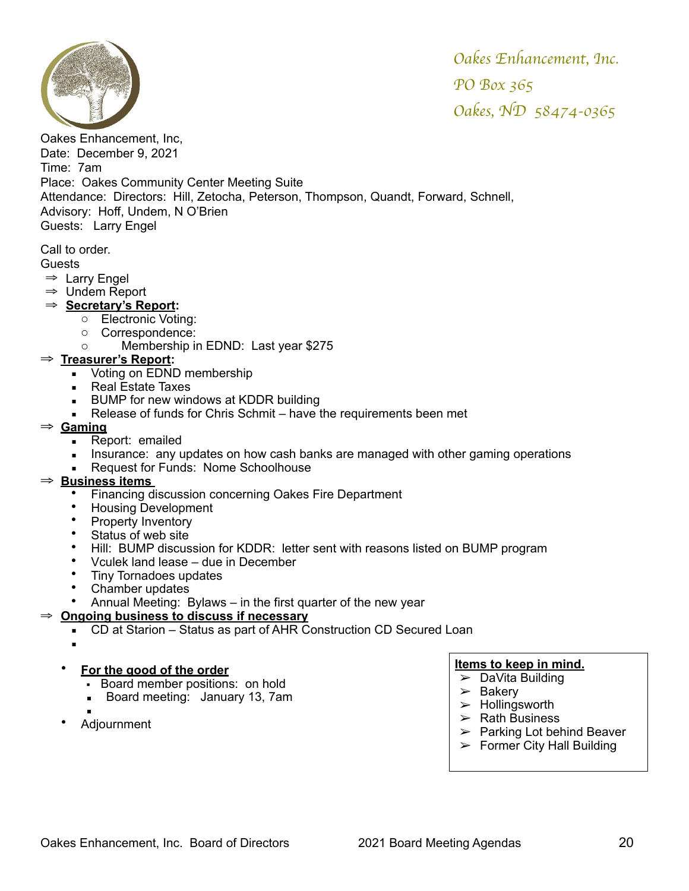*Oakes Enhancement, Inc.*
*PO Box 365*
*Oakes, ND 58474-0365*

Oakes Enhancement, Inc,
Date: December 9, 2021
Time: 7am
Place: Oakes Community Center Meeting Suite
Attendance: Directors: Hill, Zetocha, Peterson, Thompson, Quandt, Forward, Schnell,
Advisory: Hoff, Undem, N O'Brien
Guests: Larry Engel

Call to order.
Guests

- ⇒ Larry Engel
- ⇒ Undem Report
- ⇒ **Secretary's Report:**
  - Electronic Voting:
  - Correspondence:
  - Membership in EDND: Last year $275
- ⇒ **Treasurer's Report:**
  - Voting on EDND membership
  - Real Estate Taxes
  - BUMP for new windows at KDDR building
  - Release of funds for Chris Schmit – have the requirements been met
- ⇒ **Gaming**
  - Report: emailed
  - Insurance: any updates on how cash banks are managed with other gaming operations
  - Request for Funds: Nome Schoolhouse
- ⇒ **Business items**
  - Financing discussion concerning Oakes Fire Department
  - Housing Development
  - Property Inventory
  - Status of web site
  - Hill: BUMP discussion for KDDR: letter sent with reasons listed on BUMP program
  - Vculek land lease – due in December
  - Tiny Tornadoes updates
  - Chamber updates
  - Annual Meeting: Bylaws – in the first quarter of the new year
- ⇒ **Ongoing business to discuss if necessary**
  - CD at Starion – Status as part of AHR Construction CD Secured Loan
  -
- **For the good of the order**
  - Board member positions: on hold
  - Board meeting: January 13, 7am
  -
- Adjournment

**Items to keep in mind.**

- ➢ DaVita Building
- ➢ Bakery
- ➢ Hollingsworth
- ➢ Rath Business
- ➢ Parking Lot behind Beaver
- ➢ Former City Hall Building